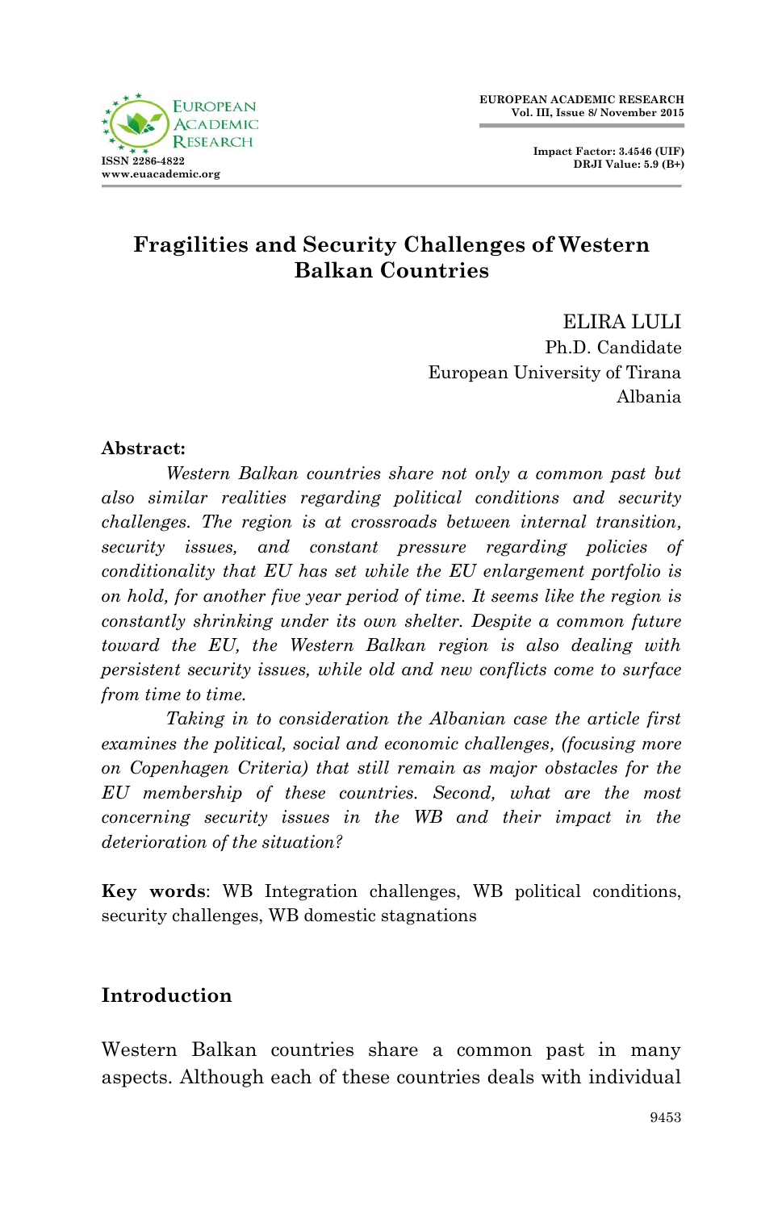# Fragilities and Security Challenges of Western Balkan Countries

ELIRA LULI
Ph.D. Candidate
European University of Tirana
Albania

**Abstract:**

*Western Balkan countries share not only a common past but also similar realities regarding political conditions and security challenges. The region is at crossroads between internal transition, security issues, and constant pressure regarding policies of conditionality that EU has set while the EU enlargement portfolio is on hold, for another five year period of time. It seems like the region is constantly shrinking under its own shelter. Despite a common future toward the EU, the Western Balkan region is also dealing with persistent security issues, while old and new conflicts come to surface from time to time.*

*Taking in to consideration the Albanian case the article first examines the political, social and economic challenges, (focusing more on Copenhagen Criteria) that still remain as major obstacles for the EU membership of these countries. Second, what are the most concerning security issues in the WB and their impact in the deterioration of the situation?*

**Key words**: WB Integration challenges, WB political conditions, security challenges, WB domestic stagnations

## Introduction

Western Balkan countries share a common past in many aspects. Although each of these countries deals with individual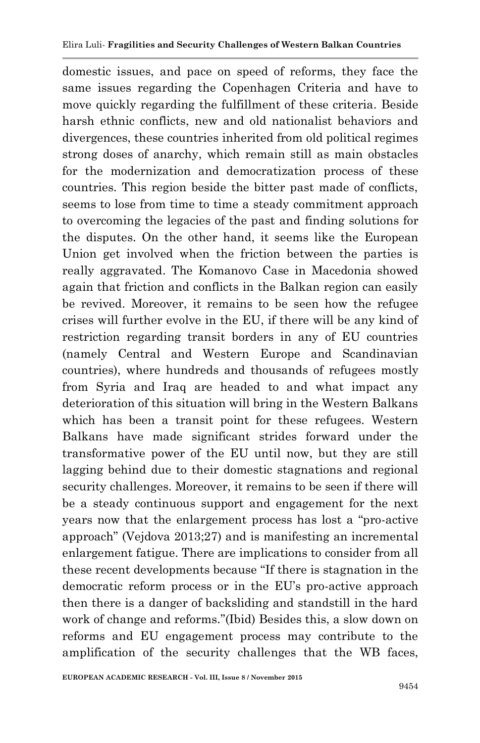domestic issues, and pace on speed of reforms, they face the same issues regarding the Copenhagen Criteria and have to move quickly regarding the fulfillment of these criteria. Beside harsh ethnic conflicts, new and old nationalist behaviors and divergences, these countries inherited from old political regimes strong doses of anarchy, which remain still as main obstacles for the modernization and democratization process of these countries. This region beside the bitter past made of conflicts, seems to lose from time to time a steady commitment approach to overcoming the legacies of the past and finding solutions for the disputes. On the other hand, it seems like the European Union get involved when the friction between the parties is really aggravated. The Komanovo Case in Macedonia showed again that friction and conflicts in the Balkan region can easily be revived. Moreover, it remains to be seen how the refugee crises will further evolve in the EU, if there will be any kind of restriction regarding transit borders in any of EU countries (namely Central and Western Europe and Scandinavian countries), where hundreds and thousands of refugees mostly from Syria and Iraq are headed to and what impact any deterioration of this situation will bring in the Western Balkans which has been a transit point for these refugees. Western Balkans have made significant strides forward under the transformative power of the EU until now, but they are still lagging behind due to their domestic stagnations and regional security challenges. Moreover, it remains to be seen if there will be a steady continuous support and engagement for the next years now that the enlargement process has lost a "pro-active approach" (Vejdova 2013;27) and is manifesting an incremental enlargement fatigue. There are implications to consider from all these recent developments because "If there is stagnation in the democratic reform process or in the EU's pro-active approach then there is a danger of backsliding and standstill in the hard work of change and reforms."(Ibid) Besides this, a slow down on reforms and EU engagement process may contribute to the amplification of the security challenges that the WB faces,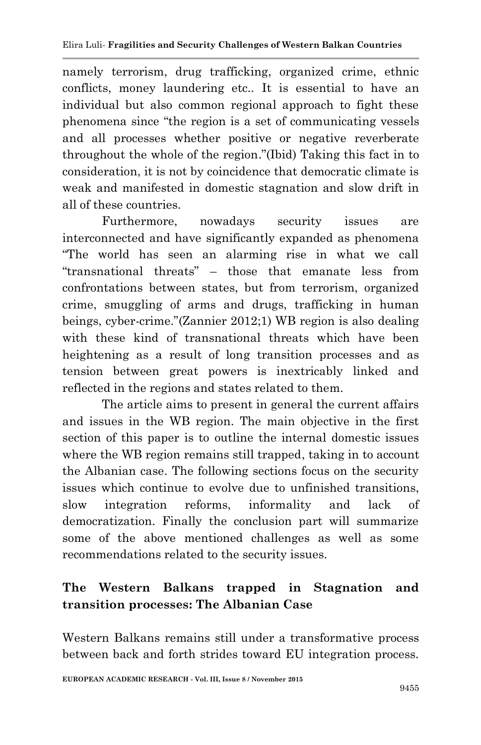namely terrorism, drug trafficking, organized crime, ethnic conflicts, money laundering etc.. It is essential to have an individual but also common regional approach to fight these phenomena since "the region is a set of communicating vessels and all processes whether positive or negative reverberate throughout the whole of the region."(Ibid) Taking this fact in to consideration, it is not by coincidence that democratic climate is weak and manifested in domestic stagnation and slow drift in all of these countries.

Furthermore, nowadays security issues are interconnected and have significantly expanded as phenomena "The world has seen an alarming rise in what we call "transnational threats" – those that emanate less from confrontations between states, but from terrorism, organized crime, smuggling of arms and drugs, trafficking in human beings, cyber-crime."(Zannier 2012;1) WB region is also dealing with these kind of transnational threats which have been heightening as a result of long transition processes and as tension between great powers is inextricably linked and reflected in the regions and states related to them.

The article aims to present in general the current affairs and issues in the WB region. The main objective in the first section of this paper is to outline the internal domestic issues where the WB region remains still trapped, taking in to account the Albanian case. The following sections focus on the security issues which continue to evolve due to unfinished transitions, slow integration reforms, informality and lack of democratization. Finally the conclusion part will summarize some of the above mentioned challenges as well as some recommendations related to the security issues.

## The Western Balkans trapped in Stagnation and transition processes: The Albanian Case

Western Balkans remains still under a transformative process between back and forth strides toward EU integration process.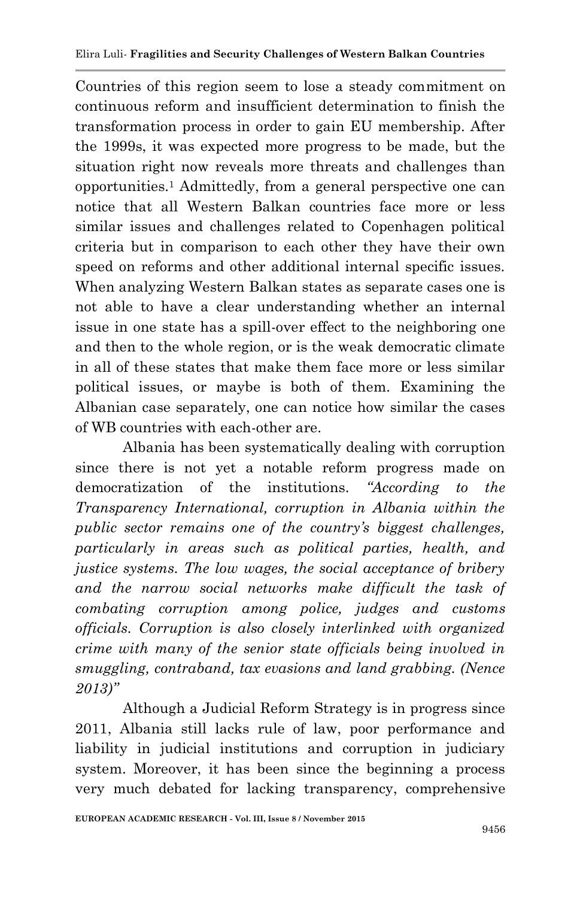Countries of this region seem to lose a steady commitment on continuous reform and insufficient determination to finish the transformation process in order to gain EU membership. After the 1999s, it was expected more progress to be made, but the situation right now reveals more threats and challenges than opportunities.[1] Admittedly, from a general perspective one can notice that all Western Balkan countries face more or less similar issues and challenges related to Copenhagen political criteria but in comparison to each other they have their own speed on reforms and other additional internal specific issues. When analyzing Western Balkan states as separate cases one is not able to have a clear understanding whether an internal issue in one state has a spill-over effect to the neighboring one and then to the whole region, or is the weak democratic climate in all of these states that make them face more or less similar political issues, or maybe is both of them. Examining the Albanian case separately, one can notice how similar the cases of WB countries with each-other are.

Albania has been systematically dealing with corruption since there is not yet a notable reform progress made on democratization of the institutions. *"According to the Transparency International, corruption in Albania within the public sector remains one of the country's biggest challenges, particularly in areas such as political parties, health, and justice systems. The low wages, the social acceptance of bribery and the narrow social networks make difficult the task of combating corruption among police, judges and customs officials. Corruption is also closely interlinked with organized crime with many of the senior state officials being involved in smuggling, contraband, tax evasions and land grabbing. (Nence 2013)"*

Although a Judicial Reform Strategy is in progress since 2011, Albania still lacks rule of law, poor performance and liability in judicial institutions and corruption in judiciary system. Moreover, it has been since the beginning a process very much debated for lacking transparency, comprehensive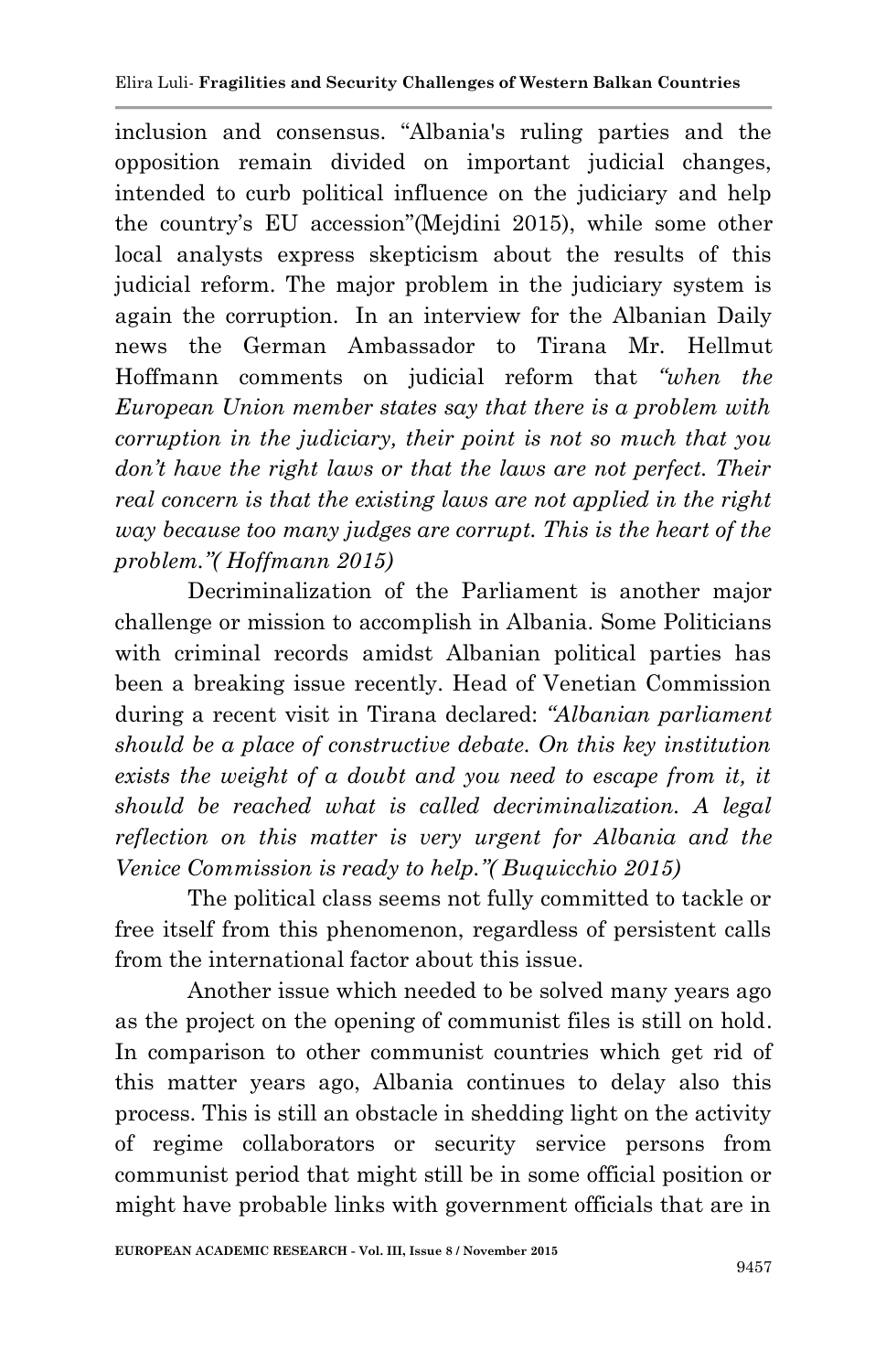inclusion and consensus. "Albania's ruling parties and the opposition remain divided on important judicial changes, intended to curb political influence on the judiciary and help the country's EU accession"(Mejdini 2015), while some other local analysts express skepticism about the results of this judicial reform. The major problem in the judiciary system is again the corruption. In an interview for the Albanian Daily news the German Ambassador to Tirana Mr. Hellmut Hoffmann comments on judicial reform that *"when the European Union member states say that there is a problem with corruption in the judiciary, their point is not so much that you don't have the right laws or that the laws are not perfect. Their real concern is that the existing laws are not applied in the right way because too many judges are corrupt. This is the heart of the problem."( Hoffmann 2015)*

Decriminalization of the Parliament is another major challenge or mission to accomplish in Albania. Some Politicians with criminal records amidst Albanian political parties has been a breaking issue recently. Head of Venetian Commission during a recent visit in Tirana declared: *"Albanian parliament should be a place of constructive debate. On this key institution exists the weight of a doubt and you need to escape from it, it should be reached what is called decriminalization. A legal reflection on this matter is very urgent for Albania and the Venice Commission is ready to help."( Buquicchio 2015)*

The political class seems not fully committed to tackle or free itself from this phenomenon, regardless of persistent calls from the international factor about this issue.

Another issue which needed to be solved many years ago as the project on the opening of communist files is still on hold. In comparison to other communist countries which get rid of this matter years ago, Albania continues to delay also this process. This is still an obstacle in shedding light on the activity of regime collaborators or security service persons from communist period that might still be in some official position or might have probable links with government officials that are in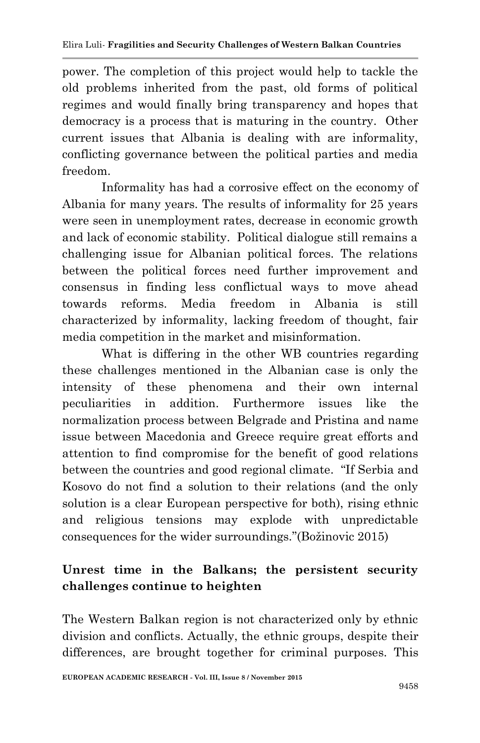power. The completion of this project would help to tackle the old problems inherited from the past, old forms of political regimes and would finally bring transparency and hopes that democracy is a process that is maturing in the country. Other current issues that Albania is dealing with are informality, conflicting governance between the political parties and media freedom.

Informality has had a corrosive effect on the economy of Albania for many years. The results of informality for 25 years were seen in unemployment rates, decrease in economic growth and lack of economic stability. Political dialogue still remains a challenging issue for Albanian political forces. The relations between the political forces need further improvement and consensus in finding less conflictual ways to move ahead towards reforms. Media freedom in Albania is still characterized by informality, lacking freedom of thought, fair media competition in the market and misinformation.

What is differing in the other WB countries regarding these challenges mentioned in the Albanian case is only the intensity of these phenomena and their own internal peculiarities in addition. Furthermore issues like the normalization process between Belgrade and Pristina and name issue between Macedonia and Greece require great efforts and attention to find compromise for the benefit of good relations between the countries and good regional climate. "If Serbia and Kosovo do not find a solution to their relations (and the only solution is a clear European perspective for both), rising ethnic and religious tensions may explode with unpredictable consequences for the wider surroundings."(Božinovic 2015)

## Unrest time in the Balkans; the persistent security challenges continue to heighten

The Western Balkan region is not characterized only by ethnic division and conflicts. Actually, the ethnic groups, despite their differences, are brought together for criminal purposes. This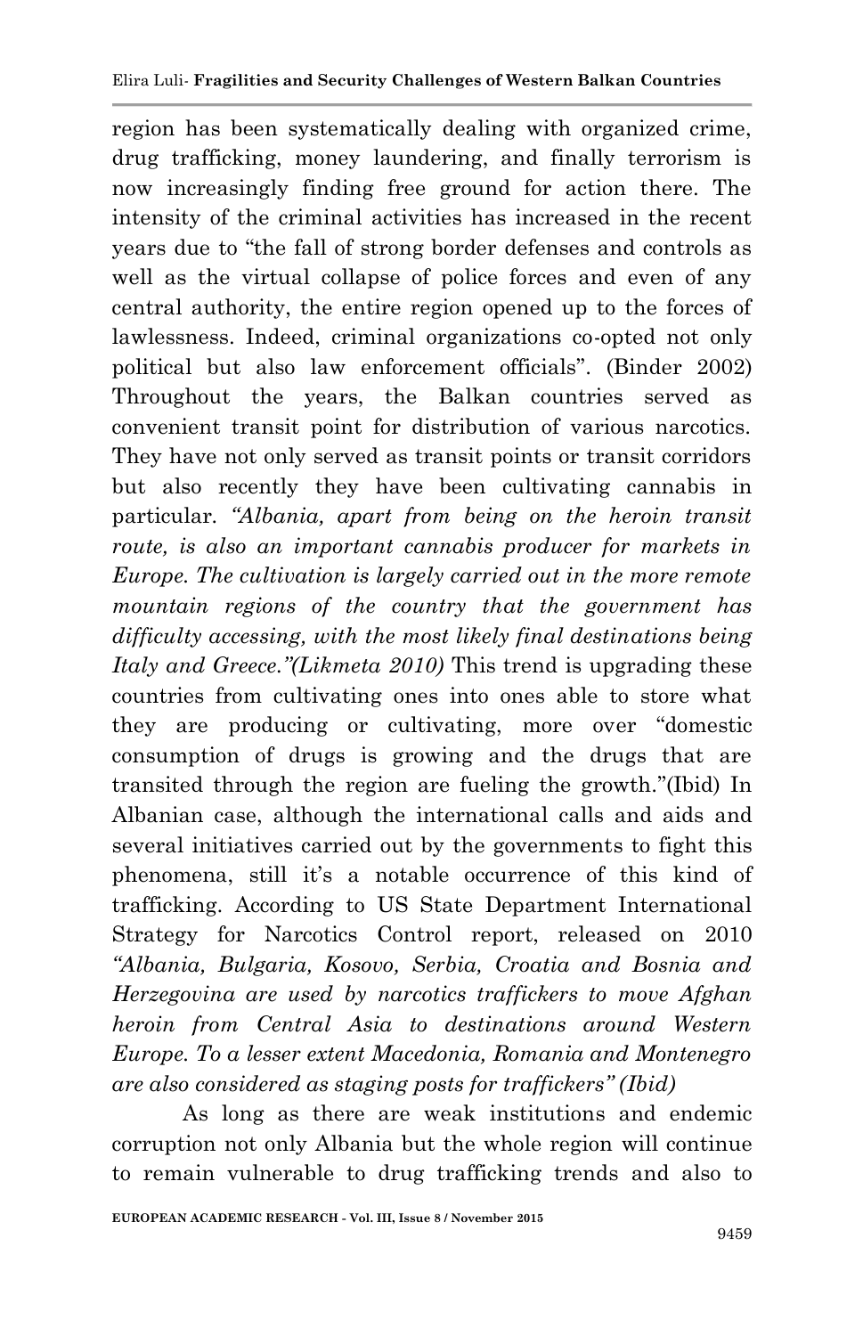region has been systematically dealing with organized crime, drug trafficking, money laundering, and finally terrorism is now increasingly finding free ground for action there. The intensity of the criminal activities has increased in the recent years due to "the fall of strong border defenses and controls as well as the virtual collapse of police forces and even of any central authority, the entire region opened up to the forces of lawlessness. Indeed, criminal organizations co-opted not only political but also law enforcement officials". (Binder 2002) Throughout the years, the Balkan countries served as convenient transit point for distribution of various narcotics. They have not only served as transit points or transit corridors but also recently they have been cultivating cannabis in particular. *"Albania, apart from being on the heroin transit route, is also an important cannabis producer for markets in Europe. The cultivation is largely carried out in the more remote mountain regions of the country that the government has difficulty accessing, with the most likely final destinations being Italy and Greece."(Likmeta 2010)* This trend is upgrading these countries from cultivating ones into ones able to store what they are producing or cultivating, more over "domestic consumption of drugs is growing and the drugs that are transited through the region are fueling the growth."(Ibid) In Albanian case, although the international calls and aids and several initiatives carried out by the governments to fight this phenomena, still it's a notable occurrence of this kind of trafficking. According to US State Department International Strategy for Narcotics Control report, released on 2010 *"Albania, Bulgaria, Kosovo, Serbia, Croatia and Bosnia and Herzegovina are used by narcotics traffickers to move Afghan heroin from Central Asia to destinations around Western Europe. To a lesser extent Macedonia, Romania and Montenegro are also considered as staging posts for traffickers" (Ibid)*

As long as there are weak institutions and endemic corruption not only Albania but the whole region will continue to remain vulnerable to drug trafficking trends and also to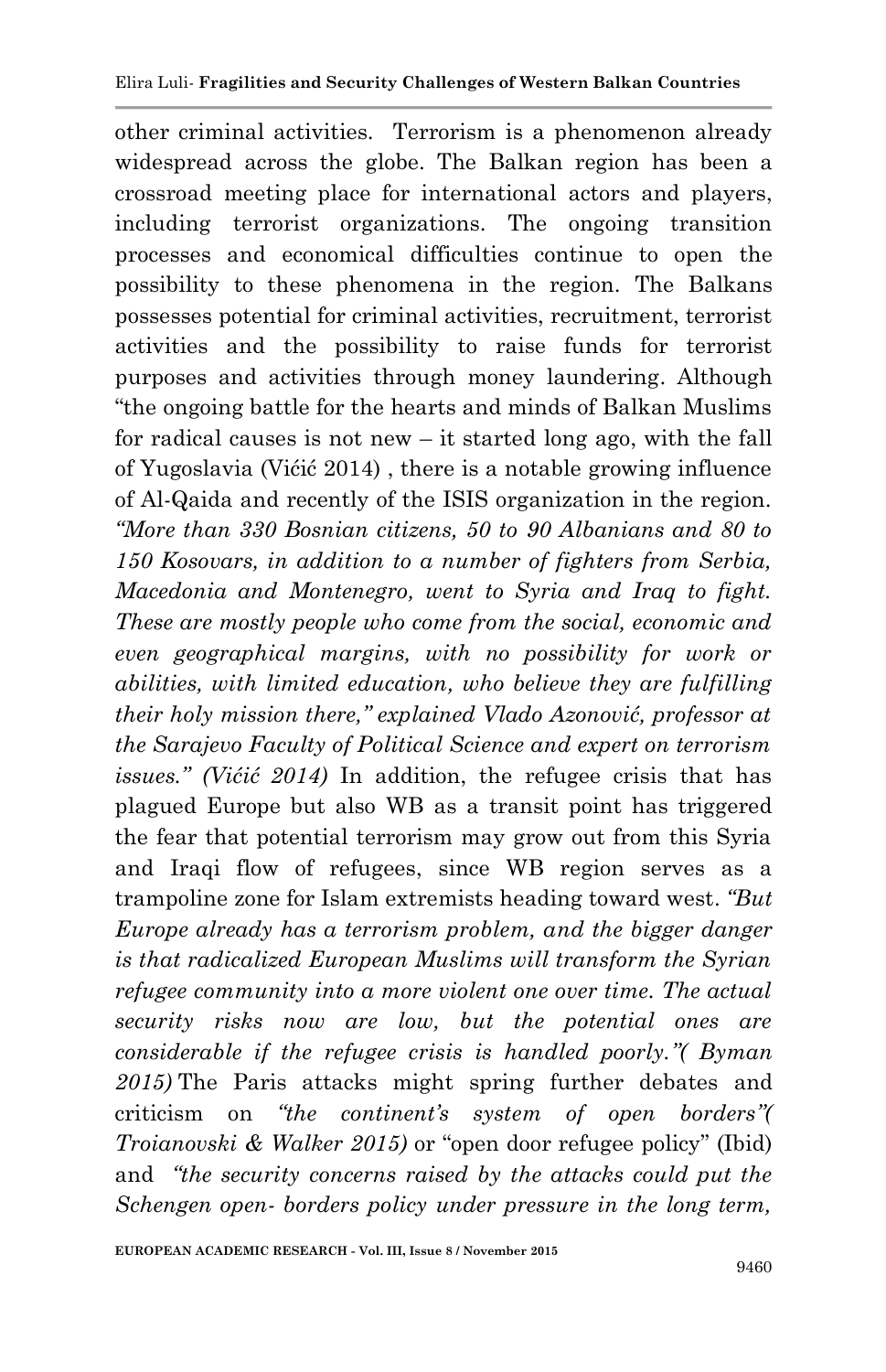other criminal activities. Terrorism is a phenomenon already widespread across the globe. The Balkan region has been a crossroad meeting place for international actors and players, including terrorist organizations. The ongoing transition processes and economical difficulties continue to open the possibility to these phenomena in the region. The Balkans possesses potential for criminal activities, recruitment, terrorist activities and the possibility to raise funds for terrorist purposes and activities through money laundering. Although "the ongoing battle for the hearts and minds of Balkan Muslims for radical causes is not new – it started long ago, with the fall of Yugoslavia (Vićić 2014) , there is a notable growing influence of Al-Qaida and recently of the ISIS organization in the region. *"More than 330 Bosnian citizens, 50 to 90 Albanians and 80 to 150 Kosovars, in addition to a number of fighters from Serbia, Macedonia and Montenegro, went to Syria and Iraq to fight. These are mostly people who come from the social, economic and even geographical margins, with no possibility for work or abilities, with limited education, who believe they are fulfilling their holy mission there," explained Vlado Azonović, professor at the Sarajevo Faculty of Political Science and expert on terrorism issues." (Vićić 2014)* In addition, the refugee crisis that has plagued Europe but also WB as a transit point has triggered the fear that potential terrorism may grow out from this Syria and Iraqi flow of refugees, since WB region serves as a trampoline zone for Islam extremists heading toward west. *"But Europe already has a terrorism problem, and the bigger danger is that radicalized European Muslims will transform the Syrian refugee community into a more violent one over time. The actual security risks now are low, but the potential ones are considerable if the refugee crisis is handled poorly."( Byman 2015)* The Paris attacks might spring further debates and criticism on *"the continent's system of open borders"( Troianovski & Walker 2015)* or "open door refugee policy" (Ibid) and *"the security concerns raised by the attacks could put the Schengen open- borders policy under pressure in the long term,*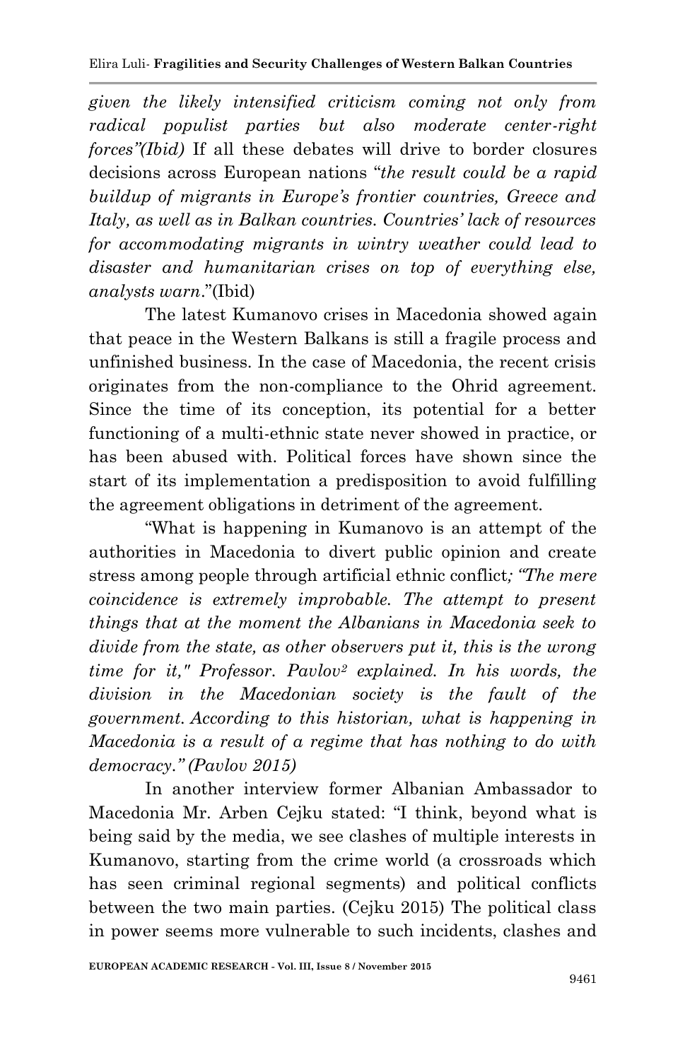*given the likely intensified criticism coming not only from radical populist parties but also moderate center-right forces"(Ibid)* If all these debates will drive to border closures decisions across European nations "*the result could be a rapid buildup of migrants in Europe's frontier countries, Greece and Italy, as well as in Balkan countries. Countries' lack of resources for accommodating migrants in wintry weather could lead to disaster and humanitarian crises on top of everything else, analysts warn*."(Ibid)

The latest Kumanovo crises in Macedonia showed again that peace in the Western Balkans is still a fragile process and unfinished business. In the case of Macedonia, the recent crisis originates from the non-compliance to the Ohrid agreement. Since the time of its conception, its potential for a better functioning of a multi-ethnic state never showed in practice, or has been abused with. Political forces have shown since the start of its implementation a predisposition to avoid fulfilling the agreement obligations in detriment of the agreement.

"What is happening in Kumanovo is an attempt of the authorities in Macedonia to divert public opinion and create stress among people through artificial ethnic conflict*; "The mere coincidence is extremely improbable. The attempt to present things that at the moment the Albanians in Macedonia seek to divide from the state, as other observers put it, this is the wrong time for it," Professor. Pavlov[2] explained. In his words, the division in the Macedonian society is the fault of the government. According to this historian, what is happening in Macedonia is a result of a regime that has nothing to do with democracy." (Pavlov 2015)*

In another interview former Albanian Ambassador to Macedonia Mr. Arben Cejku stated: "I think, beyond what is being said by the media, we see clashes of multiple interests in Kumanovo, starting from the crime world (a crossroads which has seen criminal regional segments) and political conflicts between the two main parties. (Cejku 2015) The political class in power seems more vulnerable to such incidents, clashes and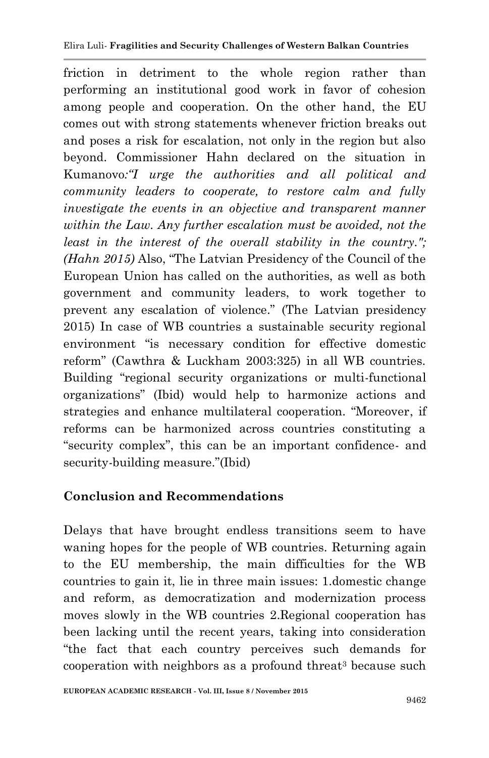friction in detriment to the whole region rather than performing an institutional good work in favor of cohesion among people and cooperation. On the other hand, the EU comes out with strong statements whenever friction breaks out and poses a risk for escalation, not only in the region but also beyond. Commissioner Hahn declared on the situation in Kumanovo*:"I urge the authorities and all political and community leaders to cooperate, to restore calm and fully investigate the events in an objective and transparent manner within the Law. Any further escalation must be avoided, not the least in the interest of the overall stability in the country."; (Hahn 2015)* Also, "The Latvian Presidency of the Council of the European Union has called on the authorities, as well as both government and community leaders, to work together to prevent any escalation of violence." (The Latvian presidency 2015) In case of WB countries a sustainable security regional environment "is necessary condition for effective domestic reform" (Cawthra & Luckham 2003:325) in all WB countries. Building "regional security organizations or multi-functional organizations" (Ibid) would help to harmonize actions and strategies and enhance multilateral cooperation. "Moreover, if reforms can be harmonized across countries constituting a "security complex", this can be an important confidence- and security-building measure."(Ibid)

## Conclusion and Recommendations

Delays that have brought endless transitions seem to have waning hopes for the people of WB countries. Returning again to the EU membership, the main difficulties for the WB countries to gain it, lie in three main issues: 1.domestic change and reform, as democratization and modernization process moves slowly in the WB countries 2.Regional cooperation has been lacking until the recent years, taking into consideration "the fact that each country perceives such demands for cooperation with neighbors as a profound threat[3] because such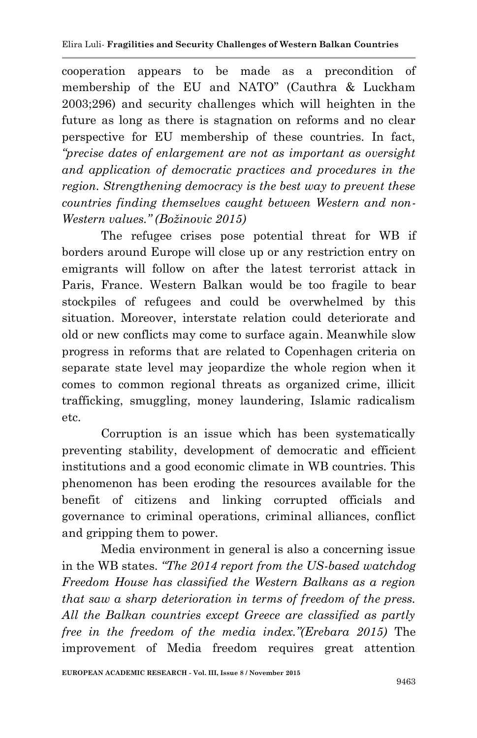cooperation appears to be made as a precondition of membership of the EU and NATO" (Cauthra & Luckham 2003;296) and security challenges which will heighten in the future as long as there is stagnation on reforms and no clear perspective for EU membership of these countries. In fact, *"precise dates of enlargement are not as important as oversight and application of democratic practices and procedures in the region. Strengthening democracy is the best way to prevent these countries finding themselves caught between Western and non-Western values." (Božinovic 2015)*

The refugee crises pose potential threat for WB if borders around Europe will close up or any restriction entry on emigrants will follow on after the latest terrorist attack in Paris, France. Western Balkan would be too fragile to bear stockpiles of refugees and could be overwhelmed by this situation. Moreover, interstate relation could deteriorate and old or new conflicts may come to surface again. Meanwhile slow progress in reforms that are related to Copenhagen criteria on separate state level may jeopardize the whole region when it comes to common regional threats as organized crime, illicit trafficking, smuggling, money laundering, Islamic radicalism etc.

Corruption is an issue which has been systematically preventing stability, development of democratic and efficient institutions and a good economic climate in WB countries. This phenomenon has been eroding the resources available for the benefit of citizens and linking corrupted officials and governance to criminal operations, criminal alliances, conflict and gripping them to power.

Media environment in general is also a concerning issue in the WB states. *"The 2014 report from the US-based watchdog Freedom House has classified the Western Balkans as a region that saw a sharp deterioration in terms of freedom of the press. All the Balkan countries except Greece are classified as partly free in the freedom of the media index."(Erebara 2015)* The improvement of Media freedom requires great attention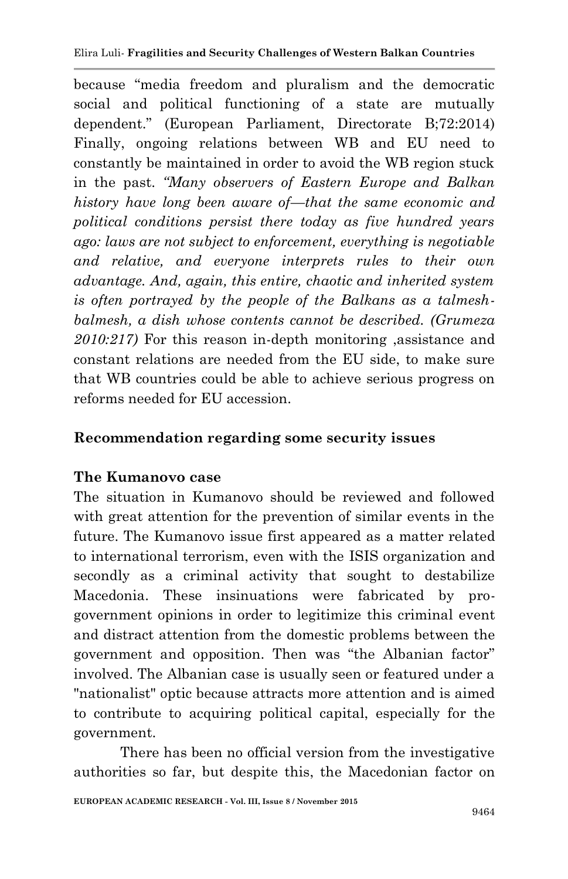because "media freedom and pluralism and the democratic social and political functioning of a state are mutually dependent." (European Parliament, Directorate B;72:2014) Finally, ongoing relations between WB and EU need to constantly be maintained in order to avoid the WB region stuck in the past. *"Many observers of Eastern Europe and Balkan history have long been aware of—that the same economic and political conditions persist there today as five hundred years ago: laws are not subject to enforcement, everything is negotiable and relative, and everyone interprets rules to their own advantage. And, again, this entire, chaotic and inherited system is often portrayed by the people of the Balkans as a talmesh-balmesh, a dish whose contents cannot be described. (Grumeza 2010:217)* For this reason in-depth monitoring ,assistance and constant relations are needed from the EU side, to make sure that WB countries could be able to achieve serious progress on reforms needed for EU accession.

## Recommendation regarding some security issues

### The Kumanovo case

The situation in Kumanovo should be reviewed and followed with great attention for the prevention of similar events in the future. The Kumanovo issue first appeared as a matter related to international terrorism, even with the ISIS organization and secondly as a criminal activity that sought to destabilize Macedonia. These insinuations were fabricated by pro-government opinions in order to legitimize this criminal event and distract attention from the domestic problems between the government and opposition. Then was "the Albanian factor" involved. The Albanian case is usually seen or featured under a "nationalist" optic because attracts more attention and is aimed to contribute to acquiring political capital, especially for the government.

There has been no official version from the investigative authorities so far, but despite this, the Macedonian factor on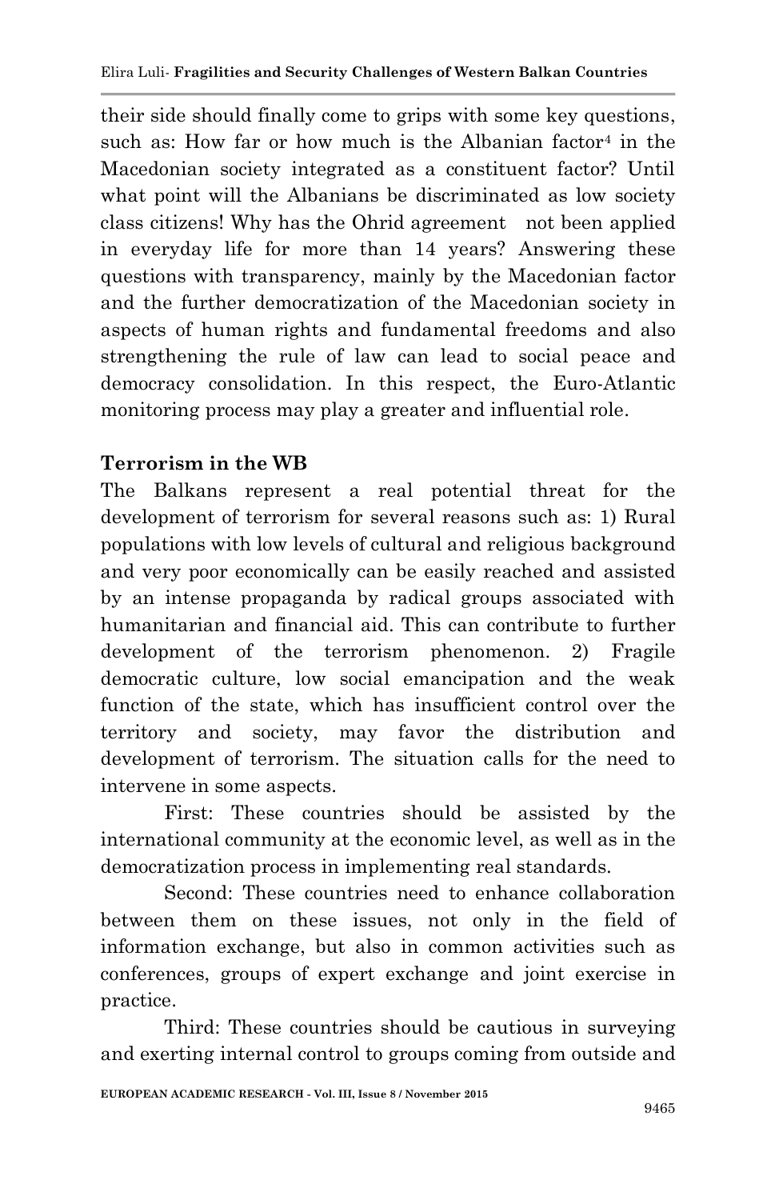their side should finally come to grips with some key questions, such as: How far or how much is the Albanian factor[4] in the Macedonian society integrated as a constituent factor? Until what point will the Albanians be discriminated as low society class citizens! Why has the Ohrid agreement not been applied in everyday life for more than 14 years? Answering these questions with transparency, mainly by the Macedonian factor and the further democratization of the Macedonian society in aspects of human rights and fundamental freedoms and also strengthening the rule of law can lead to social peace and democracy consolidation. In this respect, the Euro-Atlantic monitoring process may play a greater and influential role.

**Terrorism in the WB**

The Balkans represent a real potential threat for the development of terrorism for several reasons such as: 1) Rural populations with low levels of cultural and religious background and very poor economically can be easily reached and assisted by an intense propaganda by radical groups associated with humanitarian and financial aid. This can contribute to further development of the terrorism phenomenon. 2) Fragile democratic culture, low social emancipation and the weak function of the state, which has insufficient control over the territory and society, may favor the distribution and development of terrorism. The situation calls for the need to intervene in some aspects.

First: These countries should be assisted by the international community at the economic level, as well as in the democratization process in implementing real standards.

Second: These countries need to enhance collaboration between them on these issues, not only in the field of information exchange, but also in common activities such as conferences, groups of expert exchange and joint exercise in practice.

Third: These countries should be cautious in surveying and exerting internal control to groups coming from outside and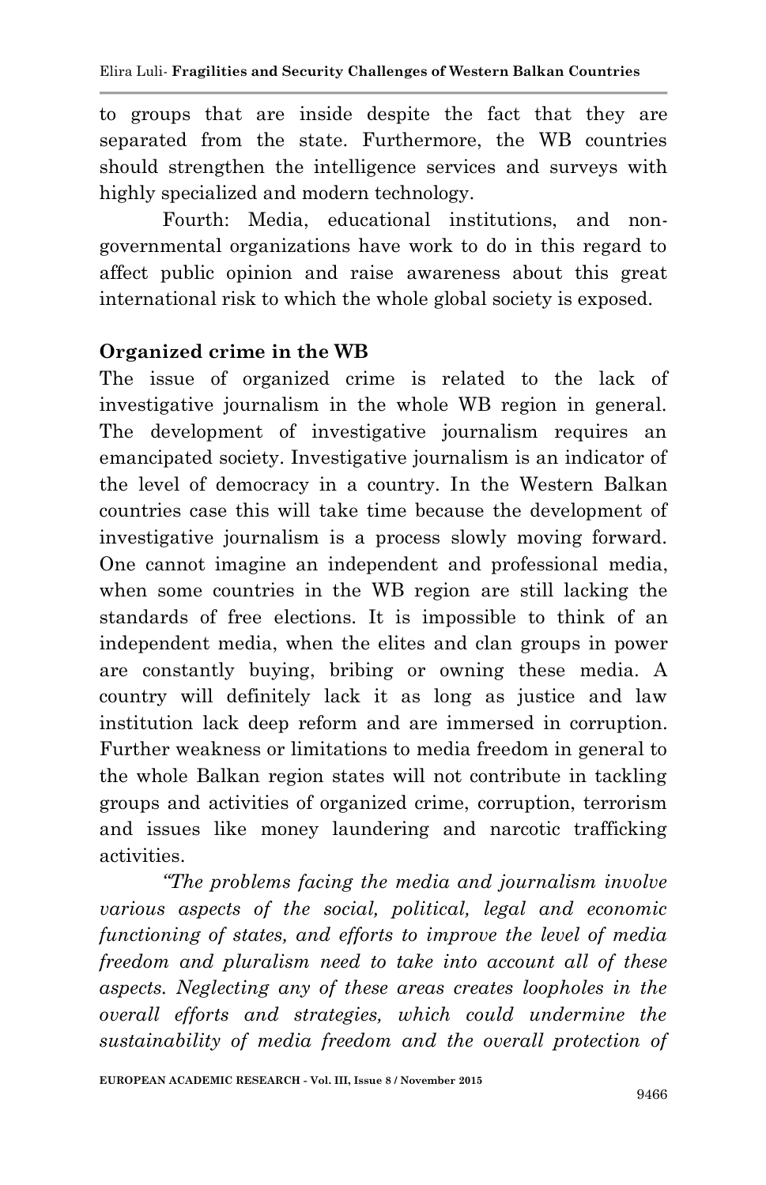to groups that are inside despite the fact that they are separated from the state. Furthermore, the WB countries should strengthen the intelligence services and surveys with highly specialized and modern technology.

Fourth: Media, educational institutions, and non-governmental organizations have work to do in this regard to affect public opinion and raise awareness about this great international risk to which the whole global society is exposed.

## Organized crime in the WB

The issue of organized crime is related to the lack of investigative journalism in the whole WB region in general. The development of investigative journalism requires an emancipated society. Investigative journalism is an indicator of the level of democracy in a country. In the Western Balkan countries case this will take time because the development of investigative journalism is a process slowly moving forward. One cannot imagine an independent and professional media, when some countries in the WB region are still lacking the standards of free elections. It is impossible to think of an independent media, when the elites and clan groups in power are constantly buying, bribing or owning these media. A country will definitely lack it as long as justice and law institution lack deep reform and are immersed in corruption. Further weakness or limitations to media freedom in general to the whole Balkan region states will not contribute in tackling groups and activities of organized crime, corruption, terrorism and issues like money laundering and narcotic trafficking activities.

*"The problems facing the media and journalism involve various aspects of the social, political, legal and economic functioning of states, and efforts to improve the level of media freedom and pluralism need to take into account all of these aspects. Neglecting any of these areas creates loopholes in the overall efforts and strategies, which could undermine the sustainability of media freedom and the overall protection of*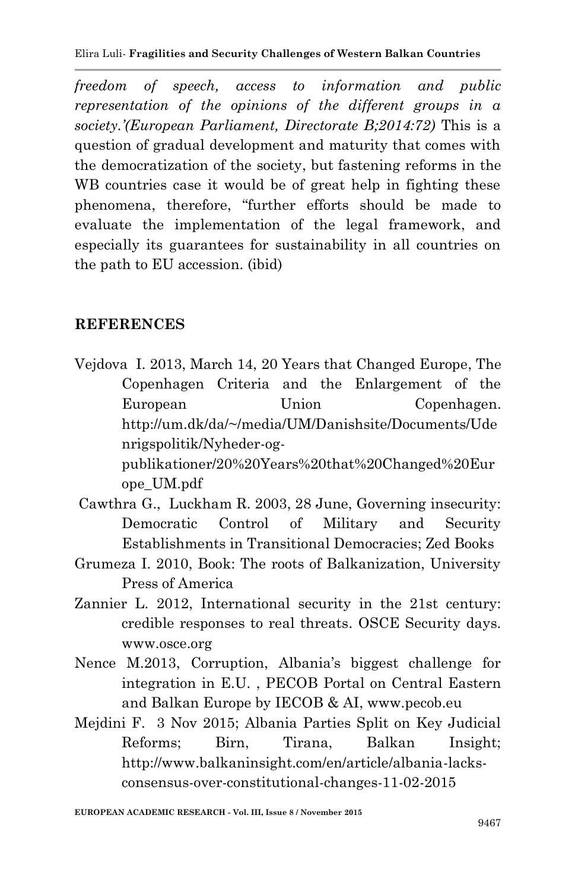*freedom of speech, access to information and public representation of the opinions of the different groups in a society.'(European Parliament, Directorate B;2014:72)* This is a question of gradual development and maturity that comes with the democratization of the society, but fastening reforms in the WB countries case it would be of great help in fighting these phenomena, therefore, "further efforts should be made to evaluate the implementation of the legal framework, and especially its guarantees for sustainability in all countries on the path to EU accession. (ibid)

## REFERENCES

Vejdova I. 2013, March 14, 20 Years that Changed Europe, The Copenhagen Criteria and the Enlargement of the European Union Copenhagen. http://um.dk/da/~/media/UM/Danishsite/Documents/Udenrigspolitik/Nyheder-og-publikationer/20%20Years%20that%20Changed%20Europe_UM.pdf

Cawthra G., Luckham R. 2003, 28 June, Governing insecurity: Democratic Control of Military and Security Establishments in Transitional Democracies; Zed Books

Grumeza I. 2010, Book: The roots of Balkanization, University Press of America

Zannier L. 2012, International security in the 21st century: credible responses to real threats. OSCE Security days. www.osce.org

Nence M.2013, Corruption, Albania's biggest challenge for integration in E.U. , PECOB Portal on Central Eastern and Balkan Europe by IECOB & AI, www.pecob.eu

Mejdini F. 3 Nov 2015; Albania Parties Split on Key Judicial Reforms; Birn, Tirana, Balkan Insight; http://www.balkaninsight.com/en/article/albania-lacks-consensus-over-constitutional-changes-11-02-2015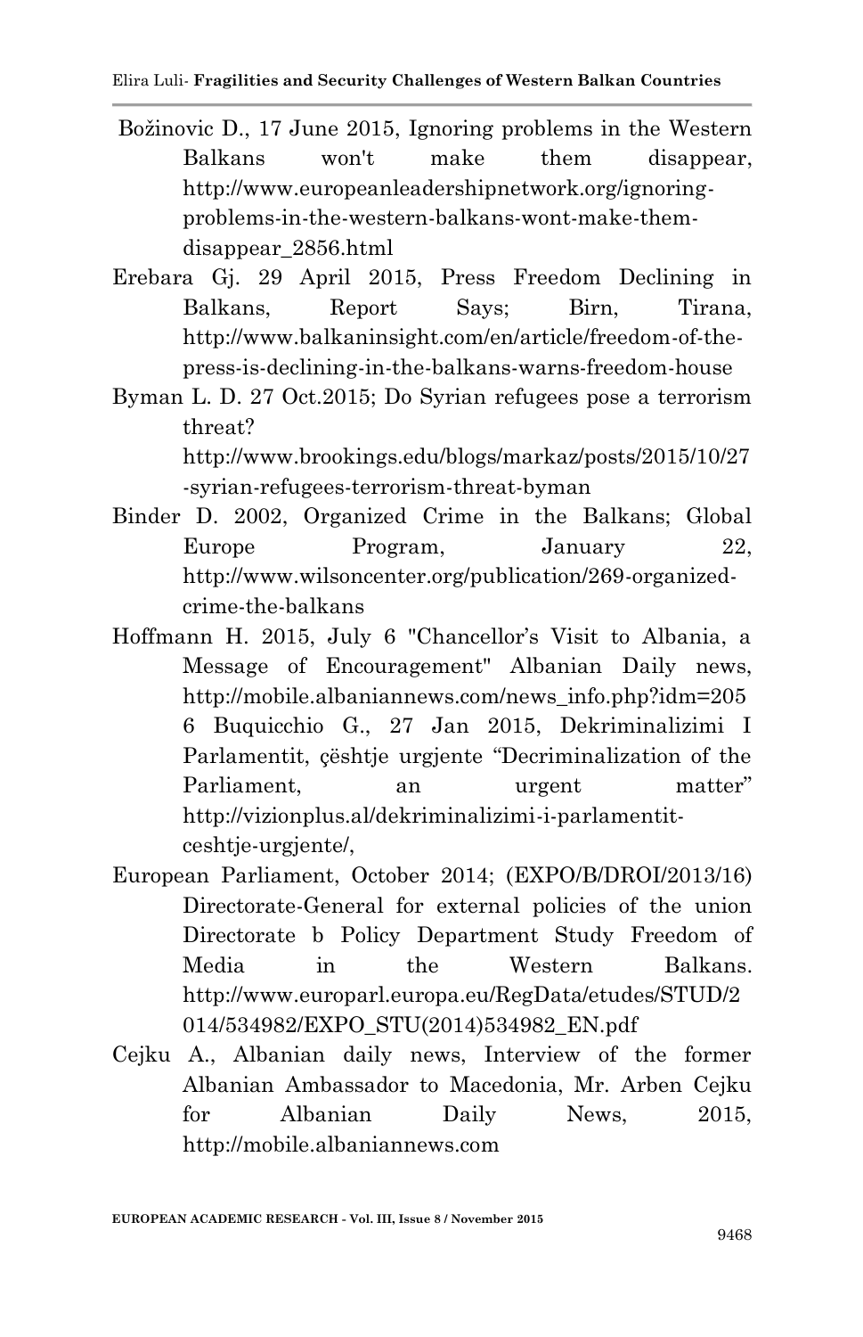Božinovic D., 17 June 2015, Ignoring problems in the Western Balkans won't make them disappear, http://www.europeanleadershipnetwork.org/ignoring-problems-in-the-western-balkans-wont-make-them-disappear_2856.html

Erebara Gj. 29 April 2015, Press Freedom Declining in Balkans, Report Says; Birn, Tirana, http://www.balkaninsight.com/en/article/freedom-of-the-press-is-declining-in-the-balkans-warns-freedom-house

Byman L. D. 27 Oct.2015; Do Syrian refugees pose a terrorism threat? http://www.brookings.edu/blogs/markaz/posts/2015/10/27-syrian-refugees-terrorism-threat-byman

Binder D. 2002, Organized Crime in the Balkans; Global Europe Program, January 22, http://www.wilsoncenter.org/publication/269-organized-crime-the-balkans

Hoffmann H. 2015, July 6 "Chancellor's Visit to Albania, a Message of Encouragement" Albanian Daily news, http://mobile.albaniannews.com/news_info.php?idm=2056 Buquicchio G., 27 Jan 2015, Dekriminalizimi I Parlamentit, çështje urgjente "Decriminalization of the Parliament, an urgent matter" http://vizionplus.al/dekriminalizimi-i-parlamentit-ceshtje-urgjente/,

European Parliament, October 2014; (EXPO/B/DROI/2013/16) Directorate-General for external policies of the union Directorate b Policy Department Study Freedom of Media in the Western Balkans. http://www.europarl.europa.eu/RegData/etudes/STUD/2014/534982/EXPO_STU(2014)534982_EN.pdf

Cejku A., Albanian daily news, Interview of the former Albanian Ambassador to Macedonia, Mr. Arben Cejku for Albanian Daily News, 2015, http://mobile.albaniannews.com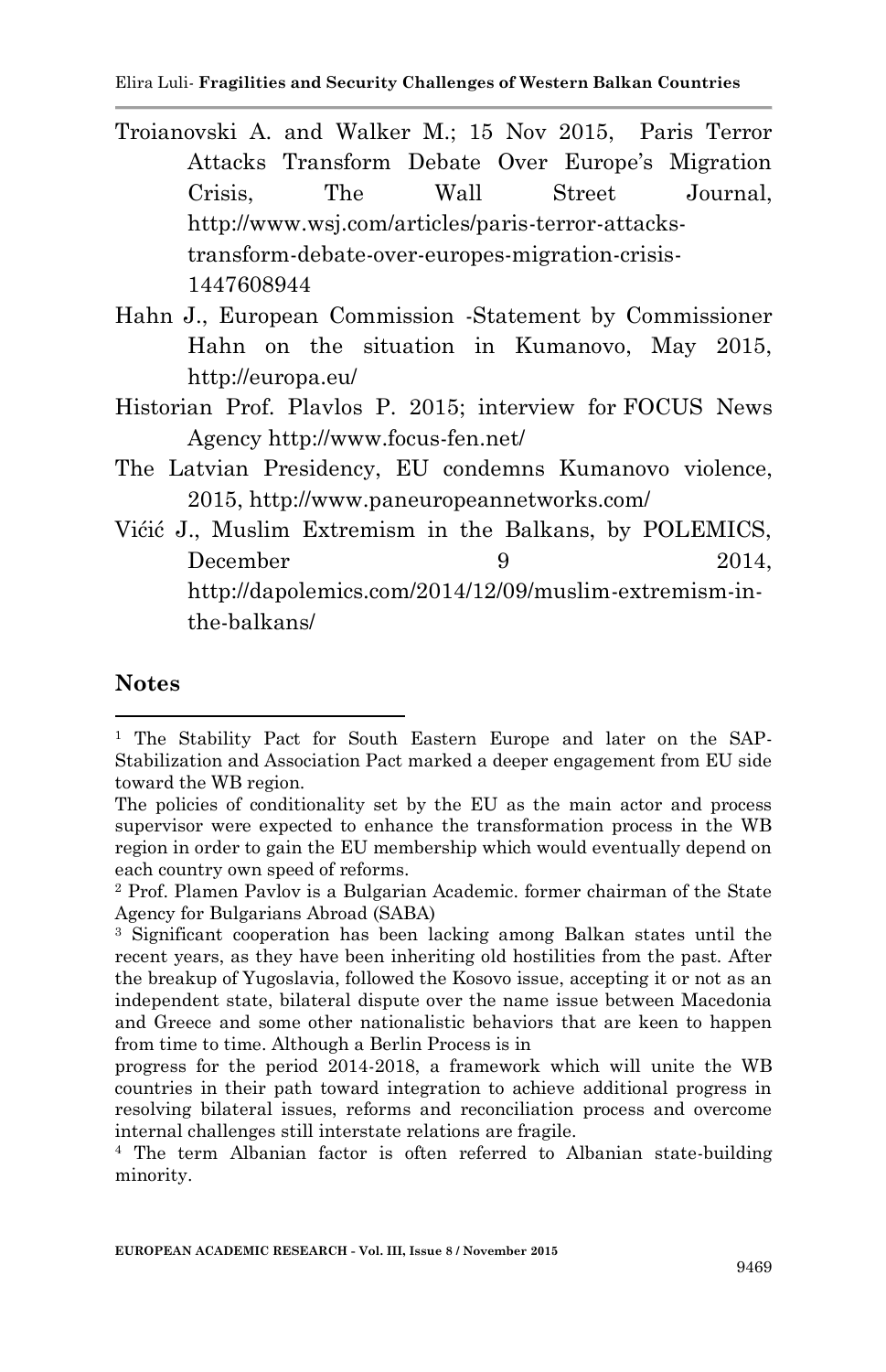Troianovski A. and Walker M.; 15 Nov 2015, Paris Terror Attacks Transform Debate Over Europe's Migration Crisis, The Wall Street Journal, http://www.wsj.com/articles/paris-terror-attacks-transform-debate-over-europes-migration-crisis-1447608944

Hahn J., European Commission -Statement by Commissioner Hahn on the situation in Kumanovo, May 2015, http://europa.eu/

Historian Prof. Plavlos P. 2015; interview for FOCUS News Agency http://www.focus-fen.net/

The Latvian Presidency, EU condemns Kumanovo violence, 2015, http://www.paneuropeannetworks.com/

Vićić J., Muslim Extremism in the Balkans, by POLEMICS, December 9 2014, http://dapolemics.com/2014/12/09/muslim-extremism-in-the-balkans/

## Notes

[1] The Stability Pact for South Eastern Europe and later on the SAP-Stabilization and Association Pact marked a deeper engagement from EU side toward the WB region.

The policies of conditionality set by the EU as the main actor and process supervisor were expected to enhance the transformation process in the WB region in order to gain the EU membership which would eventually depend on each country own speed of reforms.

[2] Prof. Plamen Pavlov is a Bulgarian Academic. former chairman of the State Agency for Bulgarians Abroad (SABA)

[3] Significant cooperation has been lacking among Balkan states until the recent years, as they have been inheriting old hostilities from the past. After the breakup of Yugoslavia, followed the Kosovo issue, accepting it or not as an independent state, bilateral dispute over the name issue between Macedonia and Greece and some other nationalistic behaviors that are keen to happen from time to time. Although a Berlin Process is in progress for the period 2014-2018, a framework which will unite the WB countries in their path toward integration to achieve additional progress in resolving bilateral issues, reforms and reconciliation process and overcome internal challenges still interstate relations are fragile.

[4] The term Albanian factor is often referred to Albanian state-building minority.